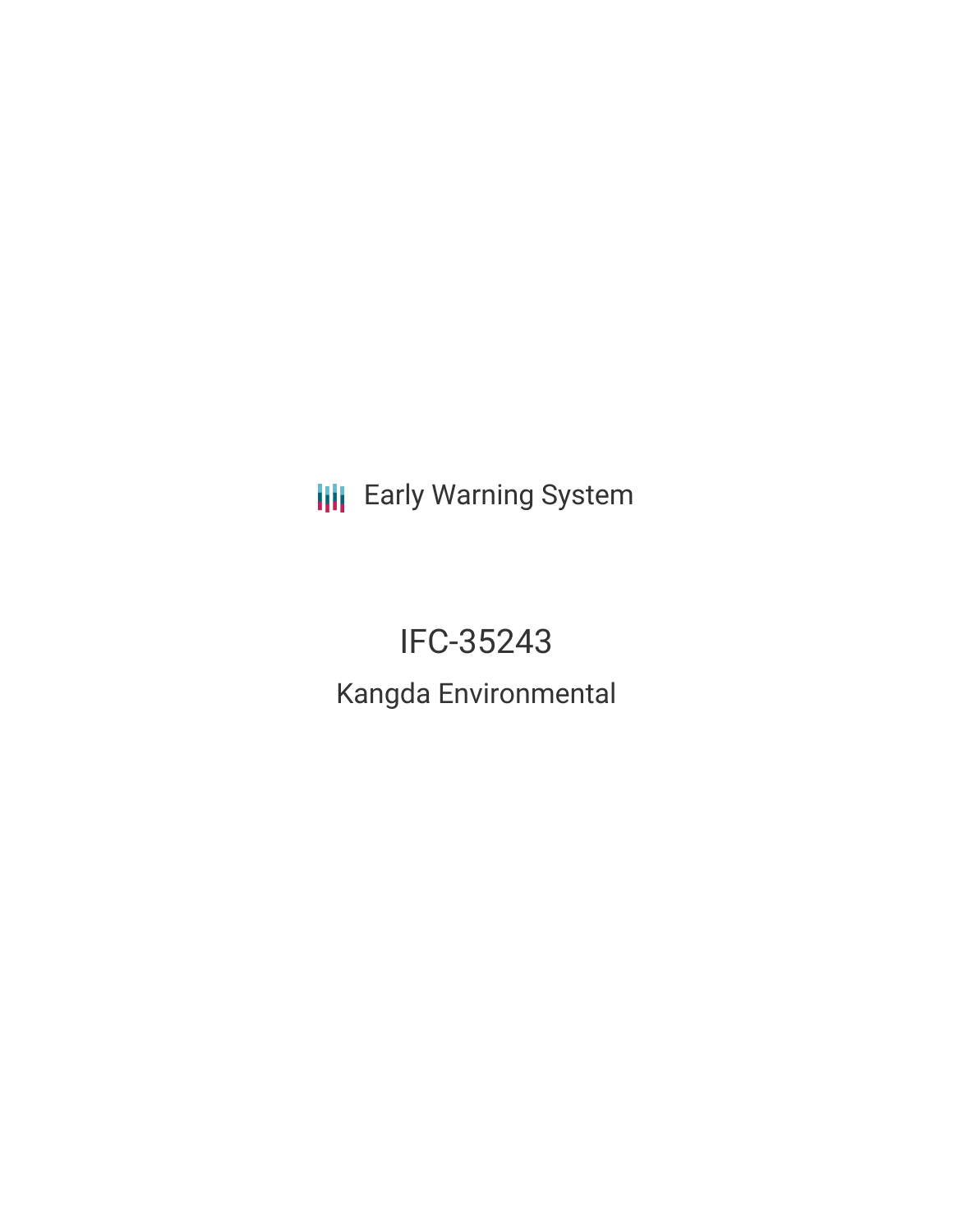Early Warning System

# IFC-35243

## Kangda Environmental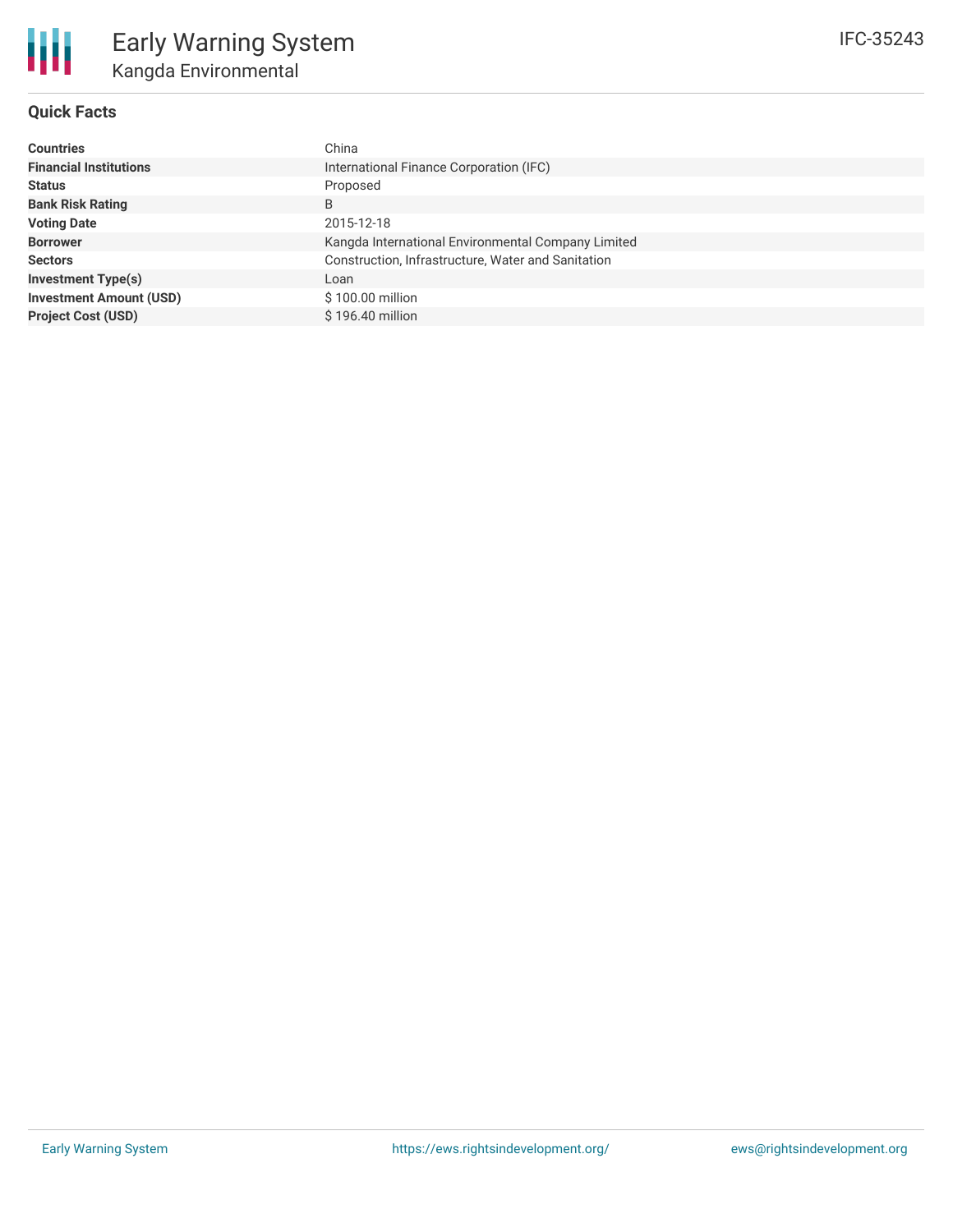# Early Warning System

## Kangda Environmental

IFC-35243

### Quick Facts

| | |
|---|---|
| **Countries** | China |
| **Financial Institutions** | International Finance Corporation (IFC) |
| **Status** | Proposed |
| **Bank Risk Rating** | B |
| **Voting Date** | 2015-12-18 |
| **Borrower** | Kangda International Environmental Company Limited |
| **Sectors** | Construction, Infrastructure, Water and Sanitation |
| **Investment Type(s)** | Loan |
| **Investment Amount (USD)** | $ 100.00 million |
| **Project Cost (USD)** | $ 196.40 million |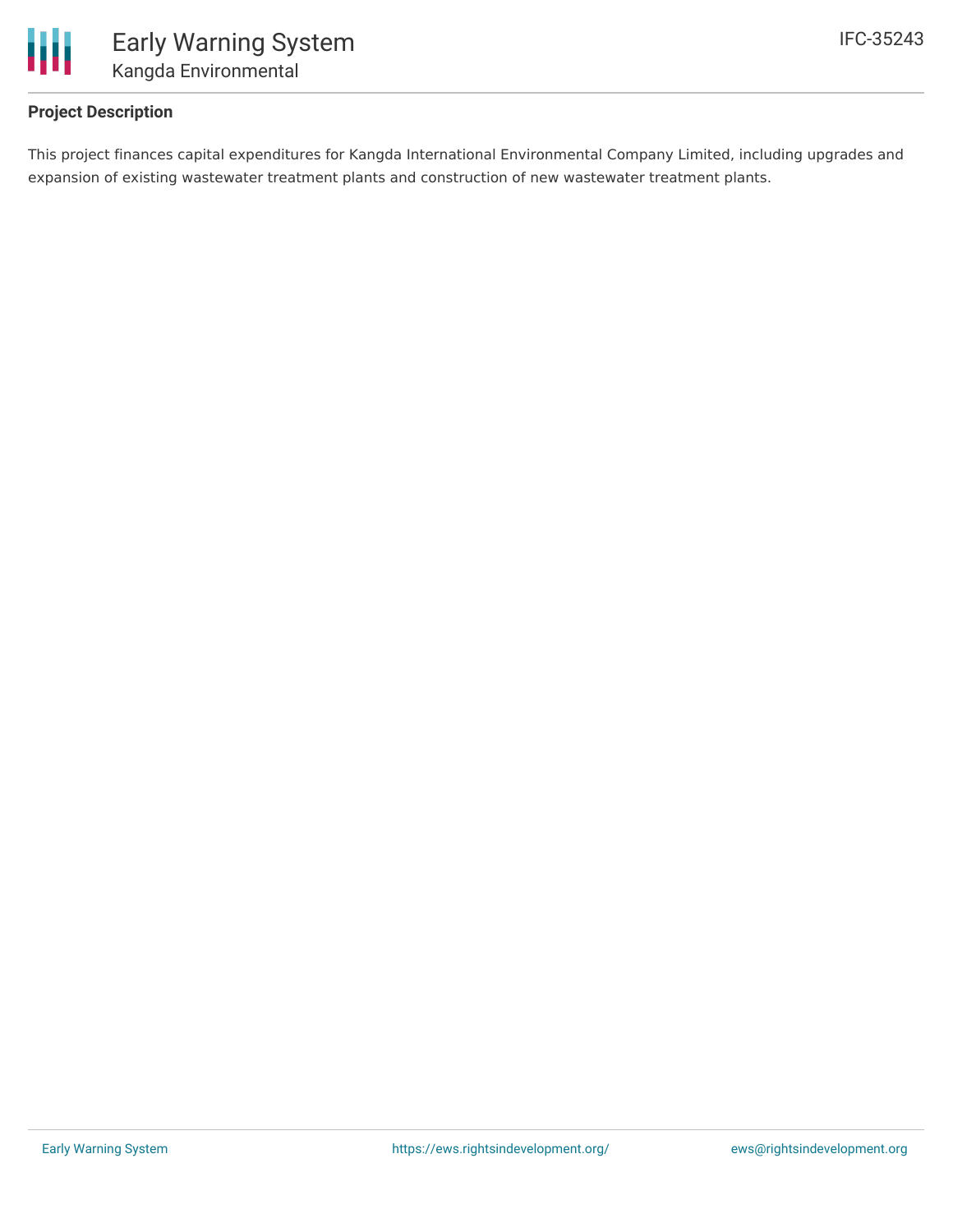**Project Description**

This project finances capital expenditures for Kangda International Environmental Company Limited, including upgrades and expansion of existing wastewater treatment plants and construction of new wastewater treatment plants.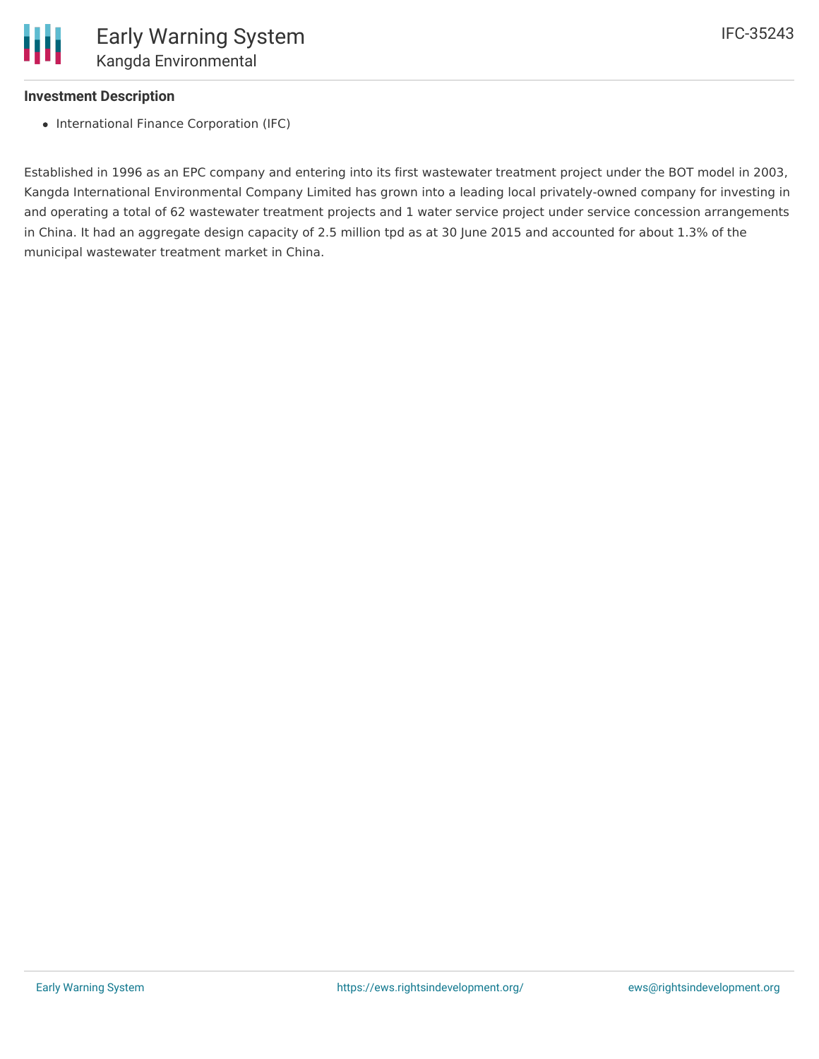**Investment Description**

- International Finance Corporation (IFC)

Established in 1996 as an EPC company and entering into its first wastewater treatment project under the BOT model in 2003, Kangda International Environmental Company Limited has grown into a leading local privately-owned company for investing in and operating a total of 62 wastewater treatment projects and 1 water service project under service concession arrangements in China. It had an aggregate design capacity of 2.5 million tpd as at 30 June 2015 and accounted for about 1.3% of the municipal wastewater treatment market in China.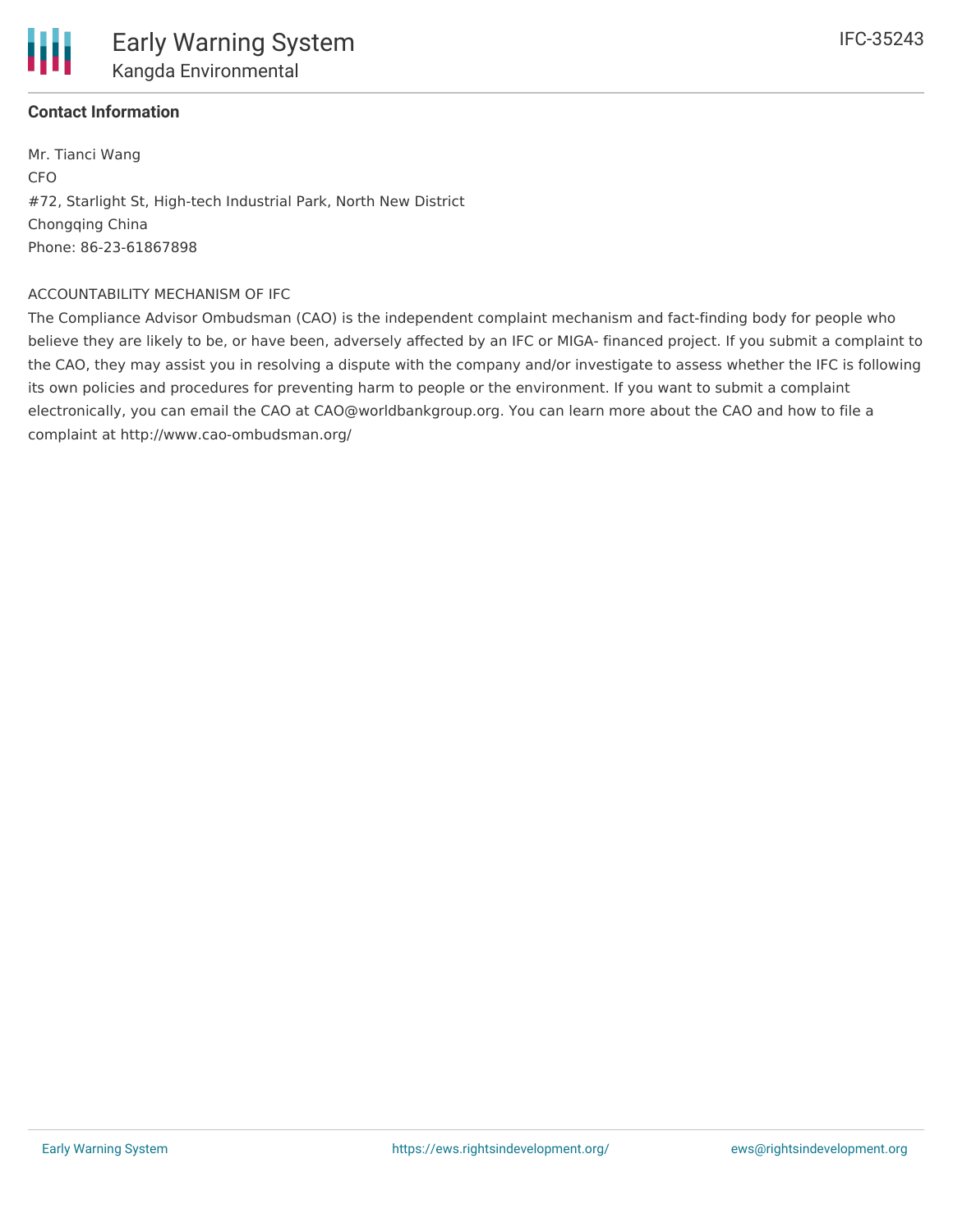**Contact Information**

Mr. Tianci Wang
CFO
#72, Starlight St, High-tech Industrial Park, North New District
Chongqing China
Phone: 86-23-61867898

ACCOUNTABILITY MECHANISM OF IFC

The Compliance Advisor Ombudsman (CAO) is the independent complaint mechanism and fact-finding body for people who believe they are likely to be, or have been, adversely affected by an IFC or MIGA- financed project. If you submit a complaint to the CAO, they may assist you in resolving a dispute with the company and/or investigate to assess whether the IFC is following its own policies and procedures for preventing harm to people or the environment. If you want to submit a complaint electronically, you can email the CAO at CAO@worldbankgroup.org. You can learn more about the CAO and how to file a complaint at http://www.cao-ombudsman.org/